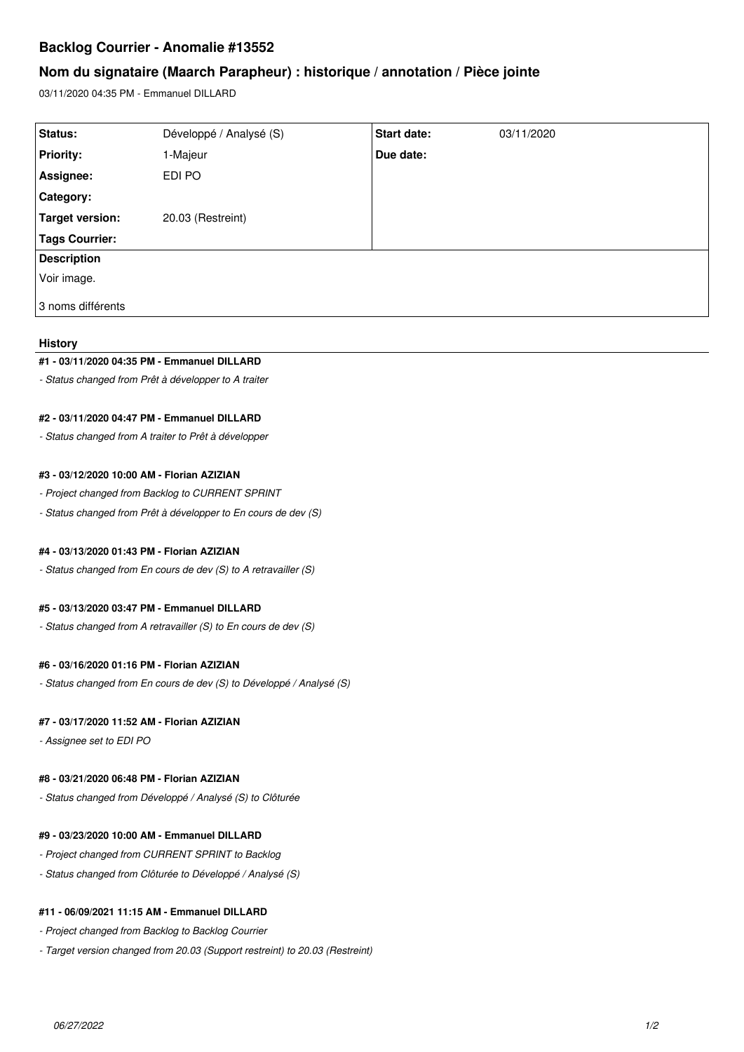# Backlog Courrier - Anomalie #13552

## Nom du signataire (Maarch Parapheur) : historique / annotation / Pièce jointe

03/11/2020 04:35 PM - Emmanuel DILLARD

| | | | |
|---|---|---|---|
| **Status:** | Développé / Analysé (S) | **Start date:** | 03/11/2020 |
| **Priority:** | 1-Majeur | **Due date:** | |
| **Assignee:** | EDI PO | | |
| **Category:** | | | |
| **Target version:** | 20.03 (Restreint) | | |
| **Tags Courrier:** | | | |

**Description**

Voir image.

3 noms différents

### History

#### #1 - 03/11/2020 04:35 PM - Emmanuel DILLARD

*- Status changed from Prêt à développer to A traiter*

#### #2 - 03/11/2020 04:47 PM - Emmanuel DILLARD

*- Status changed from A traiter to Prêt à développer*

#### #3 - 03/12/2020 10:00 AM - Florian AZIZIAN

*- Project changed from Backlog to CURRENT SPRINT*

*- Status changed from Prêt à développer to En cours de dev (S)*

#### #4 - 03/13/2020 01:43 PM - Florian AZIZIAN

*- Status changed from En cours de dev (S) to A retravailler (S)*

#### #5 - 03/13/2020 03:47 PM - Emmanuel DILLARD

*- Status changed from A retravailler (S) to En cours de dev (S)*

#### #6 - 03/16/2020 01:16 PM - Florian AZIZIAN

*- Status changed from En cours de dev (S) to Développé / Analysé (S)*

#### #7 - 03/17/2020 11:52 AM - Florian AZIZIAN

*- Assignee set to EDI PO*

#### #8 - 03/21/2020 06:48 PM - Florian AZIZIAN

*- Status changed from Développé / Analysé (S) to Clôturée*

#### #9 - 03/23/2020 10:00 AM - Emmanuel DILLARD

*- Project changed from CURRENT SPRINT to Backlog*

*- Status changed from Clôturée to Développé / Analysé (S)*

#### #11 - 06/09/2021 11:15 AM - Emmanuel DILLARD

*- Project changed from Backlog to Backlog Courrier*

*- Target version changed from 20.03 (Support restreint) to 20.03 (Restreint)*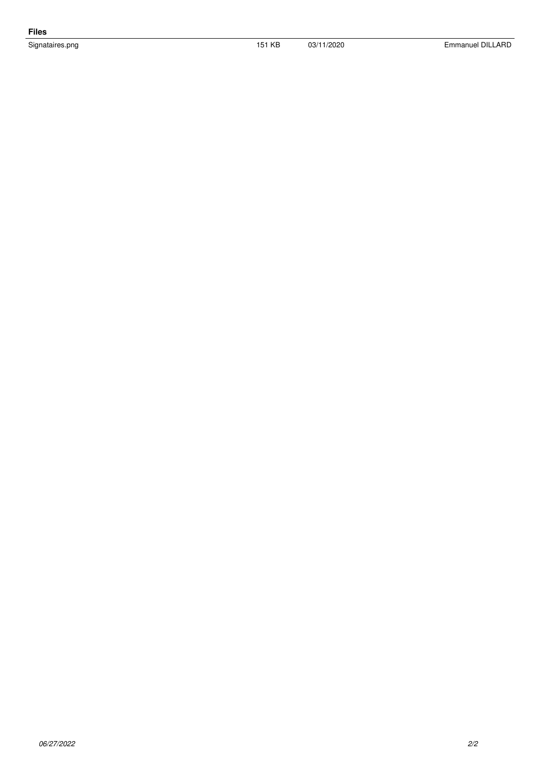**Files**

| | | | |
|---|---|---|---|
| Signataires.png | 151 KB | 03/11/2020 | Emmanuel DILLARD |